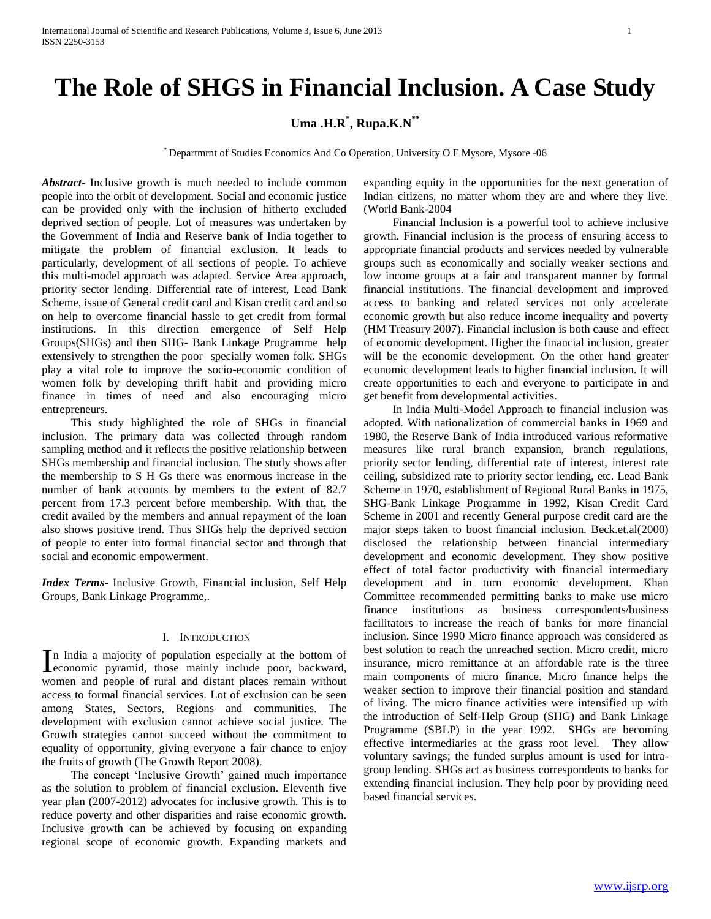# The Role of SHGS in Financial Inclusion. A Case Study

**Uma .H.R[*], Rupa.K.N[**]**

[*] Departmrnt of Studies Economics And Co Operation, University O F Mysore, Mysore -06

***Abstract***- Inclusive growth is much needed to include common people into the orbit of development. Social and economic justice can be provided only with the inclusion of hitherto excluded deprived section of people. Lot of measures was undertaken by the Government of India and Reserve bank of India together to mitigate the problem of financial exclusion. It leads to particularly, development of all sections of people. To achieve this multi-model approach was adapted. Service Area approach, priority sector lending. Differential rate of interest, Lead Bank Scheme, issue of General credit card and Kisan credit card and so on help to overcome financial hassle to get credit from formal institutions. In this direction emergence of Self Help Groups(SHGs) and then SHG- Bank Linkage Programme help extensively to strengthen the poor specially women folk. SHGs play a vital role to improve the socio-economic condition of women folk by developing thrift habit and providing micro finance in times of need and also encouraging micro entrepreneurs.

This study highlighted the role of SHGs in financial inclusion. The primary data was collected through random sampling method and it reflects the positive relationship between SHGs membership and financial inclusion. The study shows after the membership to S H Gs there was enormous increase in the number of bank accounts by members to the extent of 82.7 percent from 17.3 percent before membership. With that, the credit availed by the members and annual repayment of the loan also shows positive trend. Thus SHGs help the deprived section of people to enter into formal financial sector and through that social and economic empowerment.

***Index Terms***- Inclusive Growth, Financial inclusion, Self Help Groups, Bank Linkage Programme,.

## I. Introduction

In India a majority of population especially at the bottom of economic pyramid, those mainly include poor, backward, women and people of rural and distant places remain without access to formal financial services. Lot of exclusion can be seen among States, Sectors, Regions and communities. The development with exclusion cannot achieve social justice. The Growth strategies cannot succeed without the commitment to equality of opportunity, giving everyone a fair chance to enjoy the fruits of growth (The Growth Report 2008).

The concept 'Inclusive Growth' gained much importance as the solution to problem of financial exclusion. Eleventh five year plan (2007-2012) advocates for inclusive growth. This is to reduce poverty and other disparities and raise economic growth. Inclusive growth can be achieved by focusing on expanding regional scope of economic growth. Expanding markets and expanding equity in the opportunities for the next generation of Indian citizens, no matter whom they are and where they live. (World Bank-2004

Financial Inclusion is a powerful tool to achieve inclusive growth. Financial inclusion is the process of ensuring access to appropriate financial products and services needed by vulnerable groups such as economically and socially weaker sections and low income groups at a fair and transparent manner by formal financial institutions. The financial development and improved access to banking and related services not only accelerate economic growth but also reduce income inequality and poverty (HM Treasury 2007). Financial inclusion is both cause and effect of economic development. Higher the financial inclusion, greater will be the economic development. On the other hand greater economic development leads to higher financial inclusion. It will create opportunities to each and everyone to participate in and get benefit from developmental activities.

In India Multi-Model Approach to financial inclusion was adopted. With nationalization of commercial banks in 1969 and 1980, the Reserve Bank of India introduced various reformative measures like rural branch expansion, branch regulations, priority sector lending, differential rate of interest, interest rate ceiling, subsidized rate to priority sector lending, etc. Lead Bank Scheme in 1970, establishment of Regional Rural Banks in 1975, SHG-Bank Linkage Programme in 1992, Kisan Credit Card Scheme in 2001 and recently General purpose credit card are the major steps taken to boost financial inclusion. Beck.et.al(2000) disclosed the relationship between financial intermediary development and economic development. They show positive effect of total factor productivity with financial intermediary development and in turn economic development. Khan Committee recommended permitting banks to make use micro finance institutions as business correspondents/business facilitators to increase the reach of banks for more financial inclusion. Since 1990 Micro finance approach was considered as best solution to reach the unreached section. Micro credit, micro insurance, micro remittance at an affordable rate is the three main components of micro finance. Micro finance helps the weaker section to improve their financial position and standard of living. The micro finance activities were intensified up with the introduction of Self-Help Group (SHG) and Bank Linkage Programme (SBLP) in the year 1992. SHGs are becoming effective intermediaries at the grass root level. They allow voluntary savings; the funded surplus amount is used for intra-group lending. SHGs act as business correspondents to banks for extending financial inclusion. They help poor by providing need based financial services.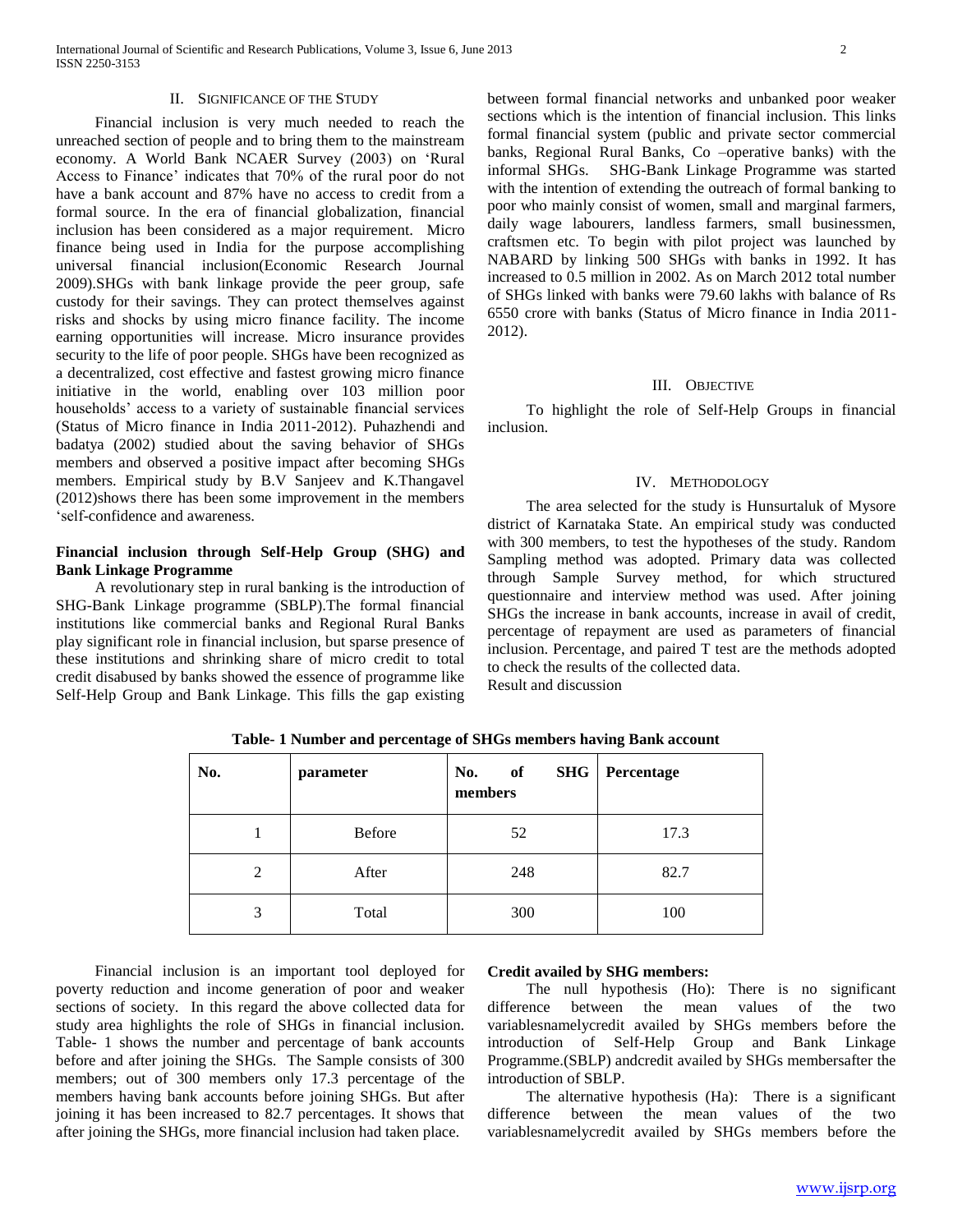## II. Significance of the Study

Financial inclusion is very much needed to reach the unreached section of people and to bring them to the mainstream economy. A World Bank NCAER Survey (2003) on 'Rural Access to Finance' indicates that 70% of the rural poor do not have a bank account and 87% have no access to credit from a formal source. In the era of financial globalization, financial inclusion has been considered as a major requirement. Micro finance being used in India for the purpose accomplishing universal financial inclusion(Economic Research Journal 2009).SHGs with bank linkage provide the peer group, safe custody for their savings. They can protect themselves against risks and shocks by using micro finance facility. The income earning opportunities will increase. Micro insurance provides security to the life of poor people. SHGs have been recognized as a decentralized, cost effective and fastest growing micro finance initiative in the world, enabling over 103 million poor households' access to a variety of sustainable financial services (Status of Micro finance in India 2011-2012). Puhazhendi and badatya (2002) studied about the saving behavior of SHGs members and observed a positive impact after becoming SHGs members. Empirical study by B.V Sanjeev and K.Thangavel (2012)shows there has been some improvement in the members 'self-confidence and awareness.

**Financial inclusion through Self-Help Group (SHG) and Bank Linkage Programme**

A revolutionary step in rural banking is the introduction of SHG-Bank Linkage programme (SBLP).The formal financial institutions like commercial banks and Regional Rural Banks play significant role in financial inclusion, but sparse presence of these institutions and shrinking share of micro credit to total credit disabused by banks showed the essence of programme like Self-Help Group and Bank Linkage. This fills the gap existing between formal financial networks and unbanked poor weaker sections which is the intention of financial inclusion. This links formal financial system (public and private sector commercial banks, Regional Rural Banks, Co –operative banks) with the informal SHGs. SHG-Bank Linkage Programme was started with the intention of extending the outreach of formal banking to poor who mainly consist of women, small and marginal farmers, daily wage labourers, landless farmers, small businessmen, craftsmen etc. To begin with pilot project was launched by NABARD by linking 500 SHGs with banks in 1992. It has increased to 0.5 million in 2002. As on March 2012 total number of SHGs linked with banks were 79.60 lakhs with balance of Rs 6550 crore with banks (Status of Micro finance in India 2011-2012).

## III. Objective

To highlight the role of Self-Help Groups in financial inclusion.

## IV. Methodology

The area selected for the study is Hunsurtaluk of Mysore district of Karnataka State. An empirical study was conducted with 300 members, to test the hypotheses of the study. Random Sampling method was adopted. Primary data was collected through Sample Survey method, for which structured questionnaire and interview method was used. After joining SHGs the increase in bank accounts, increase in avail of credit, percentage of repayment are used as parameters of financial inclusion. Percentage, and paired T test are the methods adopted to check the results of the collected data.

Result and discussion

**Table- 1 Number and percentage of SHGs members having Bank account**

| No. | parameter | No. of SHG members | Percentage |
|---|---|---|---|
| 1 | Before | 52 | 17.3 |
| 2 | After | 248 | 82.7 |
| 3 | Total | 300 | 100 |

Financial inclusion is an important tool deployed for poverty reduction and income generation of poor and weaker sections of society. In this regard the above collected data for study area highlights the role of SHGs in financial inclusion. Table- 1 shows the number and percentage of bank accounts before and after joining the SHGs. The Sample consists of 300 members; out of 300 members only 17.3 percentage of the members having bank accounts before joining SHGs. But after joining it has been increased to 82.7 percentages. It shows that after joining the SHGs, more financial inclusion had taken place.

**Credit availed by SHG members:**

The null hypothesis (Ho): There is no significant difference between the mean values of the two variablesnamelycredit availed by SHGs members before the introduction of Self-Help Group and Bank Linkage Programme.(SBLP) andcredit availed by SHGs membersafter the introduction of SBLP.

The alternative hypothesis (Ha): There is a significant difference between the mean values of the two variablesnamelycredit availed by SHGs members before the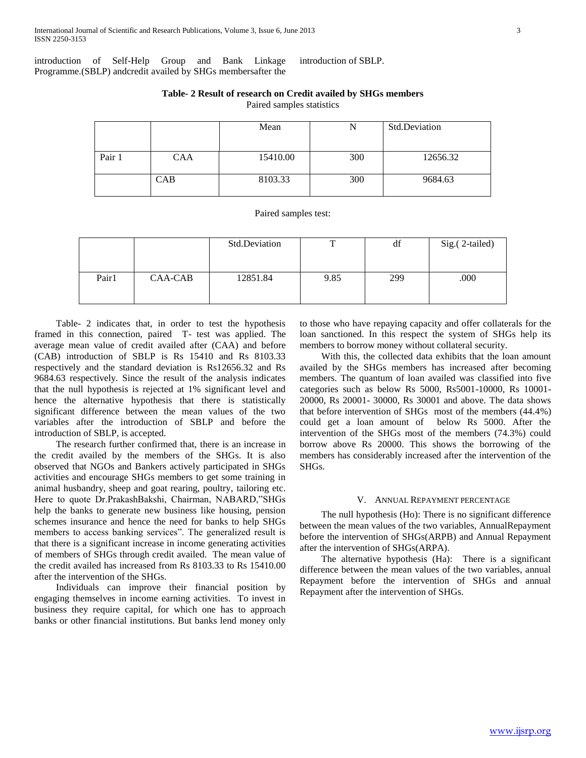introduction of Self-Help Group and Bank Linkage Programme.(SBLP) andcredit availed by SHGs membersafter the introduction of SBLP.

**Table- 2 Result of research on Credit availed by SHGs members**

Paired samples statistics

| | | Mean | N | Std.Deviation |
|---|---|---|---|---|
| Pair 1 | CAA | 15410.00 | 300 | 12656.32 |
| | CAB | 8103.33 | 300 | 9684.63 |

Paired samples test:

| | | Std.Deviation | T | df | Sig.( 2-tailed) |
|---|---|---|---|---|---|
| Pair1 | CAA-CAB | 12851.84 | 9.85 | 299 | .000 |

Table- 2 indicates that, in order to test the hypothesis framed in this connection, paired T- test was applied. The average mean value of credit availed after (CAA) and before (CAB) introduction of SBLP is Rs 15410 and Rs 8103.33 respectively and the standard deviation is Rs12656.32 and Rs 9684.63 respectively. Since the result of the analysis indicates that the null hypothesis is rejected at 1% significant level and hence the alternative hypothesis that there is statistically significant difference between the mean values of the two variables after the introduction of SBLP and before the introduction of SBLP, is accepted.

The research further confirmed that, there is an increase in the credit availed by the members of the SHGs. It is also observed that NGOs and Bankers actively participated in SHGs activities and encourage SHGs members to get some training in animal husbandry, sheep and goat rearing, poultry, tailoring etc. Here to quote Dr.PrakashBakshi, Chairman, NABARD,"SHGs help the banks to generate new business like housing, pension schemes insurance and hence the need for banks to help SHGs members to access banking services". The generalized result is that there is a significant increase in income generating activities of members of SHGs through credit availed. The mean value of the credit availed has increased from Rs 8103.33 to Rs 15410.00 after the intervention of the SHGs.

Individuals can improve their financial position by engaging themselves in income earning activities. To invest in business they require capital, for which one has to approach banks or other financial institutions. But banks lend money only to those who have repaying capacity and offer collaterals for the loan sanctioned. In this respect the system of SHGs help its members to borrow money without collateral security.

With this, the collected data exhibits that the loan amount availed by the SHGs members has increased after becoming members. The quantum of loan availed was classified into five categories such as below Rs 5000, Rs5001-10000, Rs 10001-20000, Rs 20001- 30000, Rs 30001 and above. The data shows that before intervention of SHGs most of the members (44.4%) could get a loan amount of below Rs 5000. After the intervention of the SHGs most of the members (74.3%) could borrow above Rs 20000. This shows the borrowing of the members has considerably increased after the intervention of the SHGs.

## V. Annual Repayment percentage

The null hypothesis (Ho): There is no significant difference between the mean values of the two variables, AnnualRepayment before the intervention of SHGs(ARPB) and Annual Repayment after the intervention of SHGs(ARPA).

The alternative hypothesis (Ha): There is a significant difference between the mean values of the two variables, annual Repayment before the intervention of SHGs and annual Repayment after the intervention of SHGs.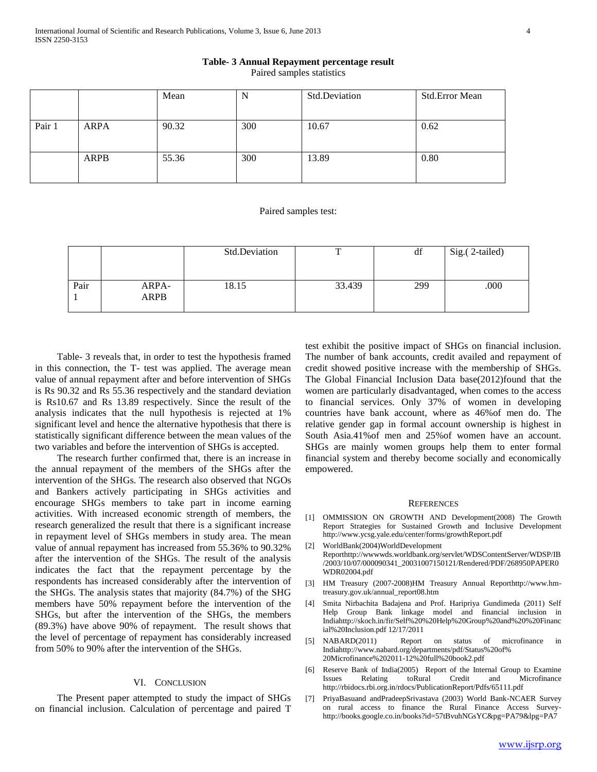**Table- 3 Annual Repayment percentage result**

Paired samples statistics

| | | Mean | N | Std.Deviation | Std.Error Mean |
|---|---|---|---|---|---|
| Pair 1 | ARPA | 90.32 | 300 | 10.67 | 0.62 |
| | ARPB | 55.36 | 300 | 13.89 | 0.80 |

Paired samples test:

| | | Std.Deviation | T | df | Sig.( 2-tailed) |
|---|---|---|---|---|---|
| Pair 1 | ARPA-ARPB | 18.15 | 33.439 | 299 | .000 |

Table- 3 reveals that, in order to test the hypothesis framed in this connection, the T- test was applied. The average mean value of annual repayment after and before intervention of SHGs is Rs 90.32 and Rs 55.36 respectively and the standard deviation is Rs10.67 and Rs 13.89 respectively. Since the result of the analysis indicates that the null hypothesis is rejected at 1% significant level and hence the alternative hypothesis that there is statistically significant difference between the mean values of the two variables and before the intervention of SHGs is accepted.

The research further confirmed that, there is an increase in the annual repayment of the members of the SHGs after the intervention of the SHGs. The research also observed that NGOs and Bankers actively participating in SHGs activities and encourage SHGs members to take part in income earning activities. With increased economic strength of members, the research generalized the result that there is a significant increase in repayment level of SHGs members in study area. The mean value of annual repayment has increased from 55.36% to 90.32% after the intervention of the SHGs. The result of the analysis indicates the fact that the repayment percentage by the respondents has increased considerably after the intervention of the SHGs. The analysis states that majority (84.7%) of the SHG members have 50% repayment before the intervention of the SHGs, but after the intervention of the SHGs, the members (89.3%) have above 90% of repayment. The result shows that the level of percentage of repayment has considerably increased from 50% to 90% after the intervention of the SHGs.

## VI. Conclusion

The Present paper attempted to study the impact of SHGs on financial inclusion. Calculation of percentage and paired T test exhibit the positive impact of SHGs on financial inclusion. The number of bank accounts, credit availed and repayment of credit showed positive increase with the membership of SHGs. The Global Financial Inclusion Data base(2012)found that the women are particularly disadvantaged, when comes to the access to financial services. Only 37% of women in developing countries have bank account, where as 46%of men do. The relative gender gap in formal account ownership is highest in South Asia.41%of men and 25%of women have an account. SHGs are mainly women groups help them to enter formal financial system and thereby become socially and economically empowered.

## References

[1] OMMISSION ON GROWTH AND Development(2008) The Growth Report Strategies for Sustained Growth and Inclusive Development http://www.ycsg.yale.edu/center/forms/growthReport.pdf

[2] WorldBank(2004)WorldDevelopment Reporthttp://wwwwds.worldbank.org/servlet/WDSContentServer/WDSP/IB/2003/10/07/000090341_20031007150121/Rendered/PDF/268950PAPER0WDR02004.pdf

[3] HM Treasury (2007-2008)HM Treasury Annual Reporthttp://www.hm-treasury.gov.uk/annual_report08.htm

[4] Smita Nirbachita Badajena and Prof. Haripriya Gundimeda (2011) Self Help Group Bank linkage model and financial inclusion in Indiahttp://skoch.in/fir/Self%20%20Help%20Group%20and%20%20Financial%20Inclusion.pdf 12/17/2011

[5] NABARD(2011) Report on status of microfinance in Indiahttp://www.nabard.org/departments/pdf/Status%20of% 20Microfinance%202011-12%20full%20book2.pdf

[6] Reserve Bank of India(2005) Report of the Internal Group to Examine Issues Relating toRural Credit and Microfinance http://rbidocs.rbi.org.in/rdocs/PublicationReport/Pdfs/65111.pdf

[7] PriyaBasuand andPradeepSrivastava (2003) World Bank-NCAER Survey on rural access to finance the Rural Finance Access Survey- http://books.google.co.in/books?id=57tBvuhNGsYC&pg=PA79&lpg=PA7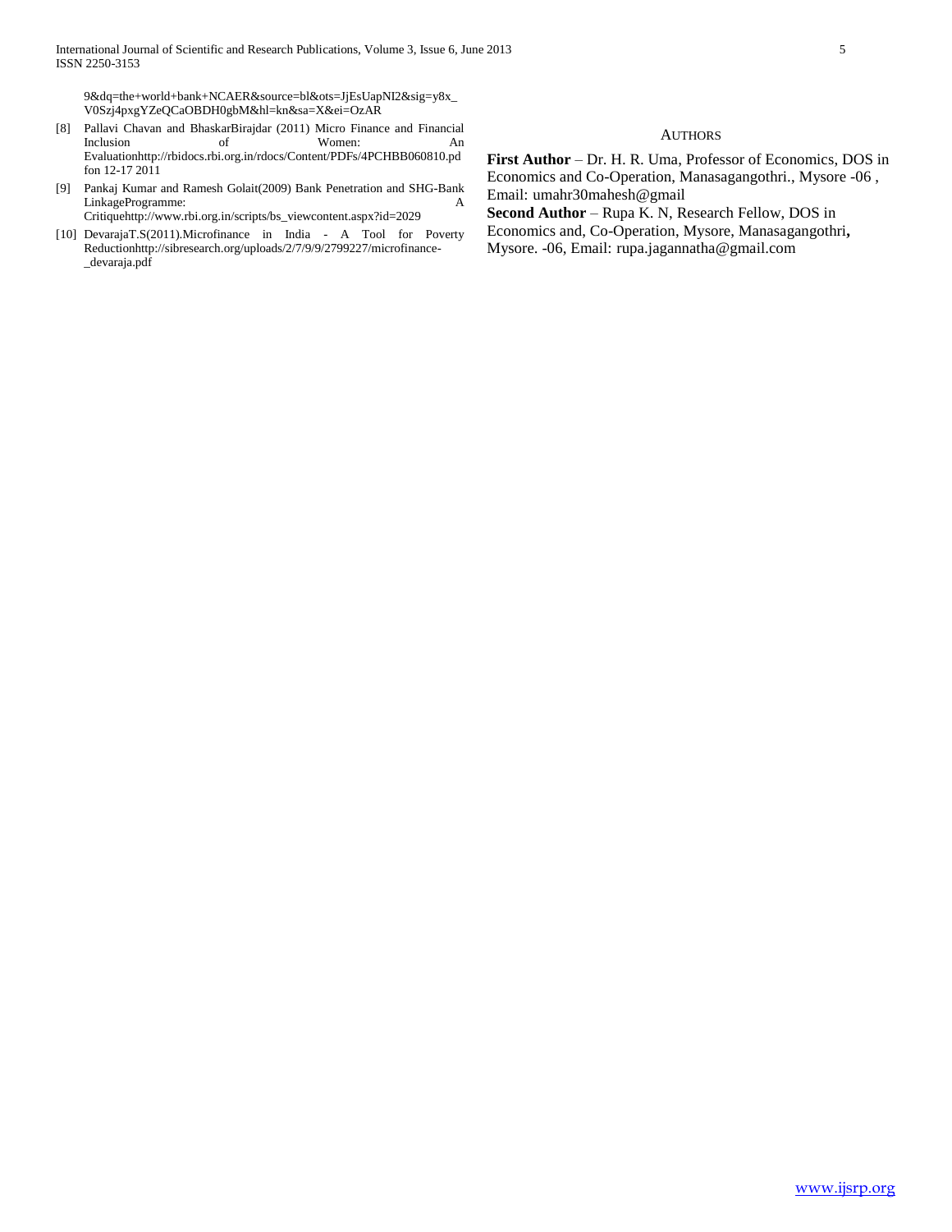9&dq=the+world+bank+NCAER&source=bl&ots=JjEsUapNI2&sig=y8x_V0Szj4pxgYZeQCaOBDH0gbM&hl=kn&sa=X&ei=OzAR

[8] Pallavi Chavan and BhaskarBirajdar (2011) Micro Finance and Financial Inclusion of Women: An Evaluationhttp://rbidocs.rbi.org.in/rdocs/Content/PDFs/4PCHBB060810.pdfon 12-17 2011

[9] Pankaj Kumar and Ramesh Golait(2009) Bank Penetration and SHG-Bank LinkageProgramme: A Critiquehttp://www.rbi.org.in/scripts/bs_viewcontent.aspx?id=2029

[10] DevarajaT.S(2011).Microfinance in India - A Tool for Poverty Reductionhttp://sibresearch.org/uploads/2/7/9/9/2799227/microfinance-_devaraja.pdf

## AUTHORS

**First Author** – Dr. H. R. Uma, Professor of Economics, DOS in Economics and Co-Operation, Manasagangothri., Mysore -06 , Email: umahr30mahesh@gmail

**Second Author** – Rupa K. N, Research Fellow, DOS in Economics and, Co-Operation, Mysore, Manasagangothri**,** Mysore. -06, Email: rupa.jagannatha@gmail.com